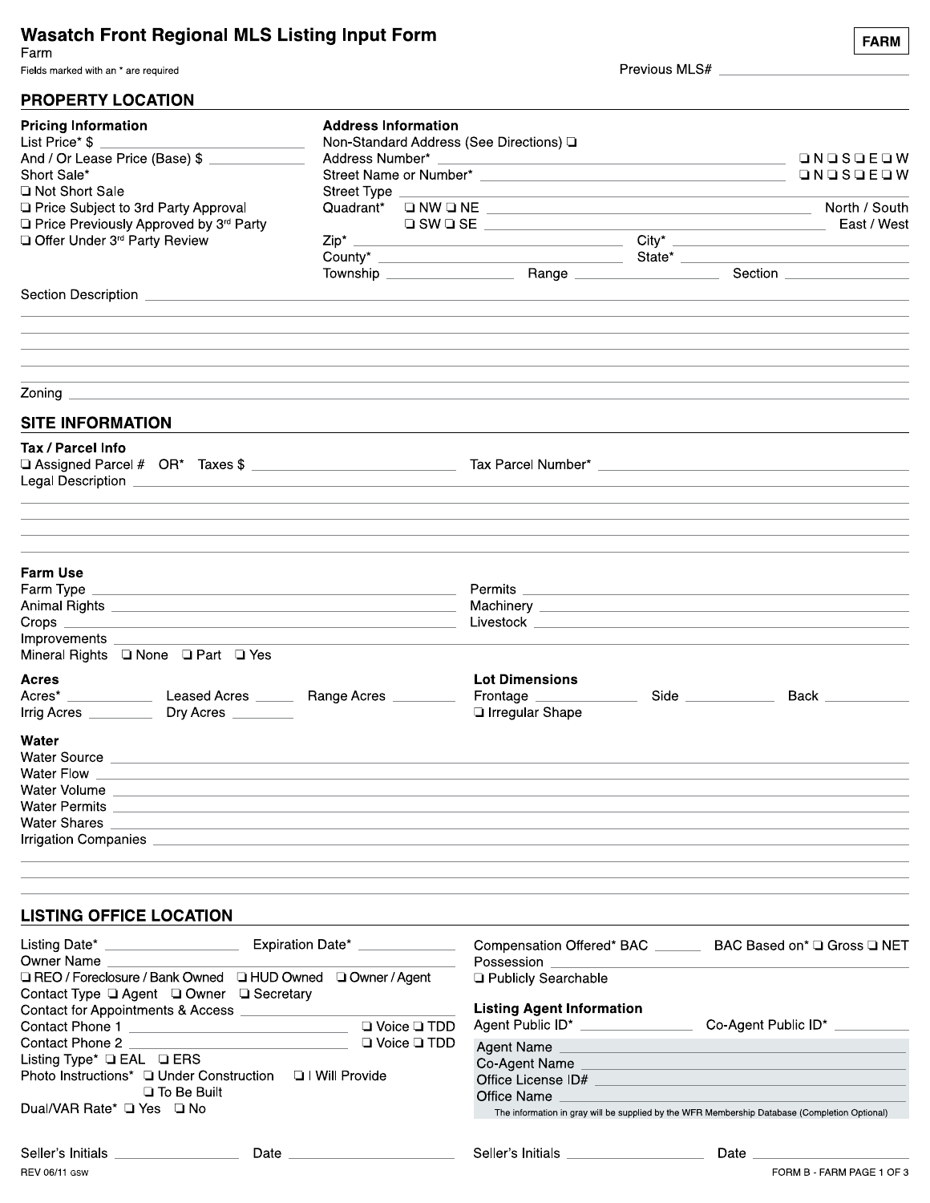# Wasatch Front Regional MLS Listing Input Form

Farm

Fields marked with an * are required

**FARM**

Previous MLS# ____________________

## PROPERTY LOCATION

### Pricing Information

List Price* $ ____________________

And / Or Lease Price (Base) $ ____________________

Short Sale*

❑ Not Short Sale

❑ Price Subject to 3rd Party Approval

❑ Price Previously Approved by 3rd Party

❑ Offer Under 3rd Party Review

### Address Information

Non-Standard Address (See Directions) ❑

Address Number* ____________________ ❑ N ❑ S ❑ E ❑ W

Street Name or Number* ____________________ ❑ N ❑ S ❑ E ❑ W

Street Type ____________________

Quadrant* ❑ NW ❑ NE ____________________ North / South

❑ SW ❑ SE ____________________ East / West

Zip* ____________________ City* ____________________

County* ____________________ State* ____________________

Township ____________________ Range ____________________ Section ____________________

Section Description ____________________

Zoning ____________________

## SITE INFORMATION

### Tax / Parcel Info

❑ Assigned Parcel # OR* Taxes $ ____________________ Tax Parcel Number* ____________________

Legal Description ____________________

### Farm Use

Farm Type ____________________

Animal Rights ____________________

Crops ____________________

Improvements ____________________

Mineral Rights ❑ None ❑ Part ❑ Yes

Permits ____________________

Machinery ____________________

Livestock ____________________

### Acres

Acres* ____________________ Leased Acres ____________________ Range Acres ____________________

Irrig Acres ____________________ Dry Acres ____________________

### Lot Dimensions

Frontage ____________________ Side ____________________ Back ____________________

❑ Irregular Shape

### Water

Water Source ____________________

Water Flow ____________________

Water Volume ____________________

Water Permits ____________________

Water Shares ____________________

Irrigation Companies ____________________

## LISTING OFFICE LOCATION

Listing Date* ____________________ Expiration Date* ____________________

Owner Name ____________________

❑ REO / Foreclosure / Bank Owned ❑ HUD Owned ❑ Owner / Agent

Contact Type ❑ Agent ❑ Owner ❑ Secretary

Contact for Appointments & Access ____________________

Contact Phone 1 ____________________ ❑ Voice ❑ TDD

Contact Phone 2 ____________________ ❑ Voice ❑ TDD

Listing Type* ❑ EAL ❑ ERS

Photo Instructions* ❑ Under Construction ❑ I Will Provide ❑ To Be Built

Dual/VAR Rate* ❑ Yes ❑ No

Compensation Offered* BAC ____________________ BAC Based on* ❑ Gross ❑ NET

Possession ____________________

❑ Publicly Searchable

### Listing Agent Information

Agent Public ID* ____________________ Co-Agent Public ID* ____________________

Agent Name ____________________

Co-Agent Name ____________________

Office License ID# ____________________

Office Name ____________________

The information in gray will be supplied by the WFR Membership Database (Completion Optional)

Seller's Initials ____________________ Date ____________________

Seller's Initials ____________________ Date ____________________

REV 06/11 GSW

FORM B - FARM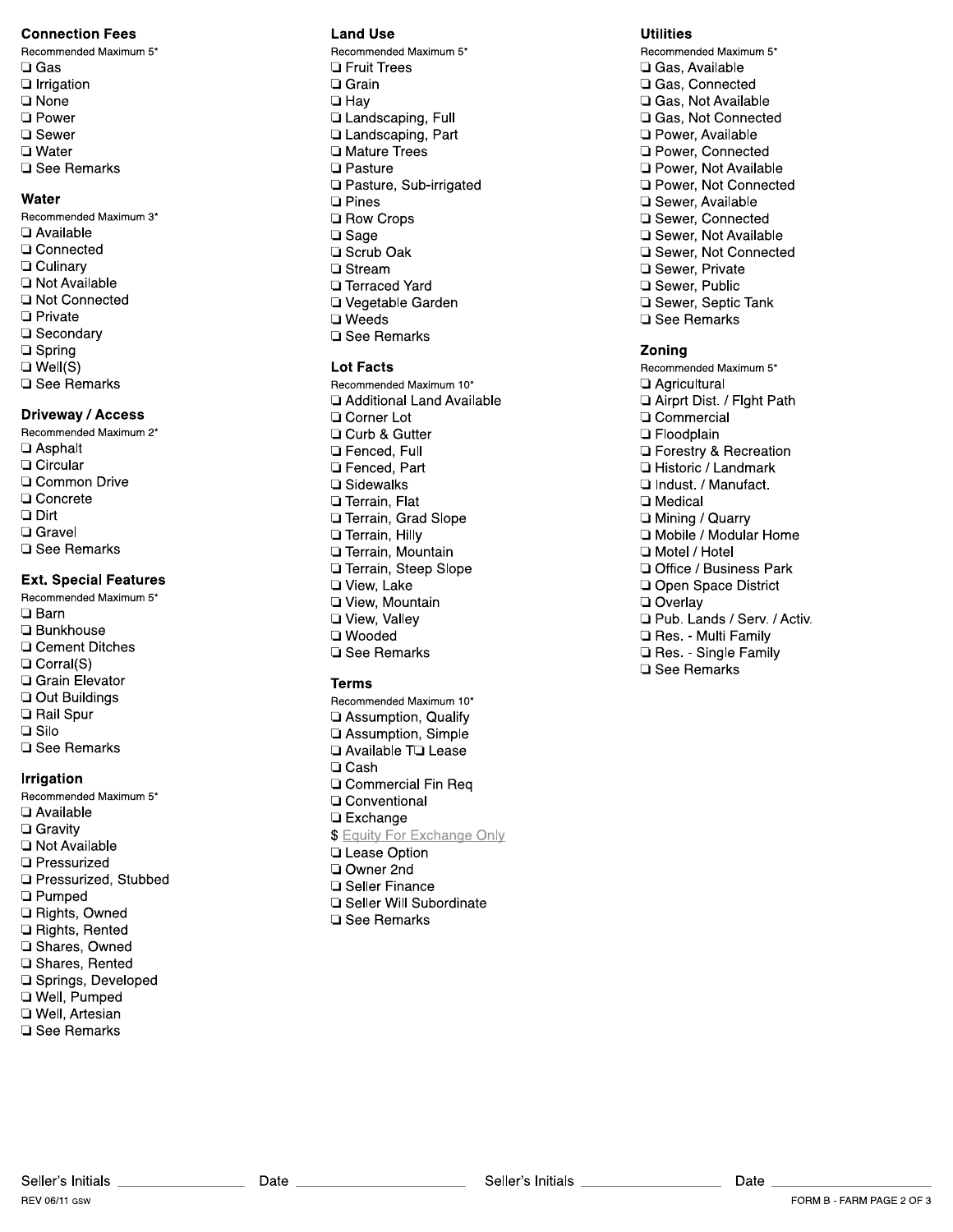## Connection Fees

Recommended Maximum 5*

- ❑ Gas
- ❑ Irrigation
- ❑ None
- ❑ Power
- ❑ Sewer
- ❑ Water
- ❑ See Remarks

## Water

Recommended Maximum 3*

- ❑ Available
- ❑ Connected
- ❑ Culinary
- ❑ Not Available
- ❑ Not Connected
- ❑ Private
- ❑ Secondary
- ❑ Spring
- ❑ Well(S)
- ❑ See Remarks

## Driveway / Access

Recommended Maximum 2*

- ❑ Asphalt
- ❑ Circular
- ❑ Common Drive
- ❑ Concrete
- ❑ Dirt
- ❑ Gravel
- ❑ See Remarks

## Ext. Special Features

Recommended Maximum 5*

- ❑ Barn
- ❑ Bunkhouse
- ❑ Cement Ditches
- ❑ Corral(S)
- ❑ Grain Elevator
- ❑ Out Buildings
- ❑ Rail Spur
- ❑ Silo
- ❑ See Remarks

## Irrigation

Recommended Maximum 5*

- ❑ Available
- ❑ Gravity
- ❑ Not Available
- ❑ Pressurized
- ❑ Pressurized, Stubbed
- ❑ Pumped
- ❑ Rights, Owned
- ❑ Rights, Rented
- ❑ Shares, Owned
- ❑ Shares, Rented
- ❑ Springs, Developed
- ❑ Well, Pumped
- ❑ Well, Artesian
- ❑ See Remarks

## Land Use

Recommended Maximum 5*

- ❑ Fruit Trees
- ❑ Grain
- ❑ Hay
- ❑ Landscaping, Full
- ❑ Landscaping, Part
- ❑ Mature Trees
- ❑ Pasture
- ❑ Pasture, Sub-irrigated
- ❑ Pines
- ❑ Row Crops
- ❑ Sage
- ❑ Scrub Oak
- ❑ Stream
- ❑ Terraced Yard
- ❑ Vegetable Garden
- ❑ Weeds
- ❑ See Remarks

## Lot Facts

Recommended Maximum 10*

- ❑ Additional Land Available
- ❑ Corner Lot
- ❑ Curb & Gutter
- ❑ Fenced, Full
- ❑ Fenced, Part
- ❑ Sidewalks
- ❑ Terrain, Flat
- ❑ Terrain, Grad Slope
- ❑ Terrain, Hilly
- ❑ Terrain, Mountain
- ❑ Terrain, Steep Slope
- ❑ View, Lake
- ❑ View, Mountain
- ❑ View, Valley
- ❑ Wooded
- ❑ See Remarks

## Terms

Recommended Maximum 10*

- ❑ Assumption, Qualify
- ❑ Assumption, Simple
- ❑ Available T❑ Lease
- ❑ Cash
- ❑ Commercial Fin Req
- ❑ Conventional
- ❑ Exchange
- $ Equity For Exchange Only
- ❑ Lease Option
- ❑ Owner 2nd
- ❑ Seller Finance
- ❑ Seller Will Subordinate
- ❑ See Remarks

## Utilities

Recommended Maximum 5*

- ❑ Gas, Available
- ❑ Gas, Connected
- ❑ Gas, Not Available
- ❑ Gas, Not Connected
- ❑ Power, Available
- ❑ Power, Connected
- ❑ Power, Not Available
- ❑ Power, Not Connected
- ❑ Sewer, Available
- ❑ Sewer, Connected
- ❑ Sewer, Not Available
- ❑ Sewer, Not Connected
- ❑ Sewer, Private
- ❑ Sewer, Public
- ❑ Sewer, Septic Tank
- ❑ See Remarks

## Zoning

Recommended Maximum 5*

- ❑ Agricultural
- ❑ Airprt Dist. / Flght Path
- ❑ Commercial
- ❑ Floodplain
- ❑ Forestry & Recreation
- ❑ Historic / Landmark
- ❑ Indust. / Manufact.
- ❑ Medical
- ❑ Mining / Quarry
- ❑ Mobile / Modular Home
- ❑ Motel / Hotel
- ❑ Office / Business Park
- ❑ Open Space District
- ❑ Overlay
- ❑ Pub. Lands / Serv. / Activ.
- ❑ Res. - Multi Family
- ❑ Res. - Single Family
- ❑ See Remarks

Seller's Initials ______________ Date ______________ Seller's Initials ______________ Date ______________

REV 06/11 GSW

FORM B - FARM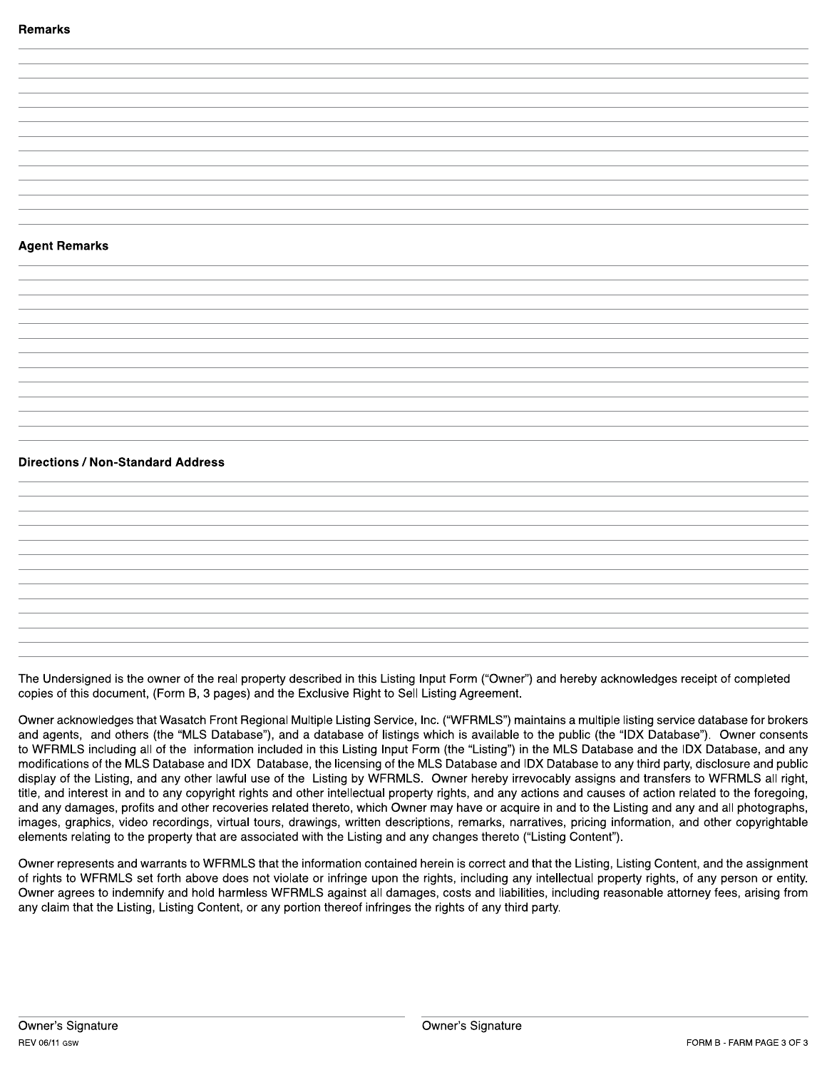## Remarks

## Agent Remarks

## Directions / Non-Standard Address

The Undersigned is the owner of the real property described in this Listing Input Form ("Owner") and hereby acknowledges receipt of completed copies of this document, (Form B, 3 pages) and the Exclusive Right to Sell Listing Agreement.

Owner acknowledges that Wasatch Front Regional Multiple Listing Service, Inc. ("WFRMLS") maintains a multiple listing service database for brokers and agents, and others (the "MLS Database"), and a database of listings which is available to the public (the "IDX Database"). Owner consents to WFRMLS including all of the information included in this Listing Input Form (the "Listing") in the MLS Database and the IDX Database, and any modifications of the MLS Database and IDX Database, the licensing of the MLS Database and IDX Database to any third party, disclosure and public display of the Listing, and any other lawful use of the Listing by WFRMLS. Owner hereby irrevocably assigns and transfers to WFRMLS all right, title, and interest in and to any copyright rights and other intellectual property rights, and any actions and causes of action related to the foregoing, and any damages, profits and other recoveries related thereto, which Owner may have or acquire in and to the Listing and any and all photographs, images, graphics, video recordings, virtual tours, drawings, written descriptions, remarks, narratives, pricing information, and other copyrightable elements relating to the property that are associated with the Listing and any changes thereto ("Listing Content").

Owner represents and warrants to WFRMLS that the information contained herein is correct and that the Listing, Listing Content, and the assignment of rights to WFRMLS set forth above does not violate or infringe upon the rights, including any intellectual property rights, of any person or entity. Owner agrees to indemnify and hold harmless WFRMLS against all damages, costs and liabilities, including reasonable attorney fees, arising from any claim that the Listing, Listing Content, or any portion thereof infringes the rights of any third party.

Owner's Signature

Owner's Signature

REV 06/11 GSW

FORM B - FARM PAGE 3 OF 3